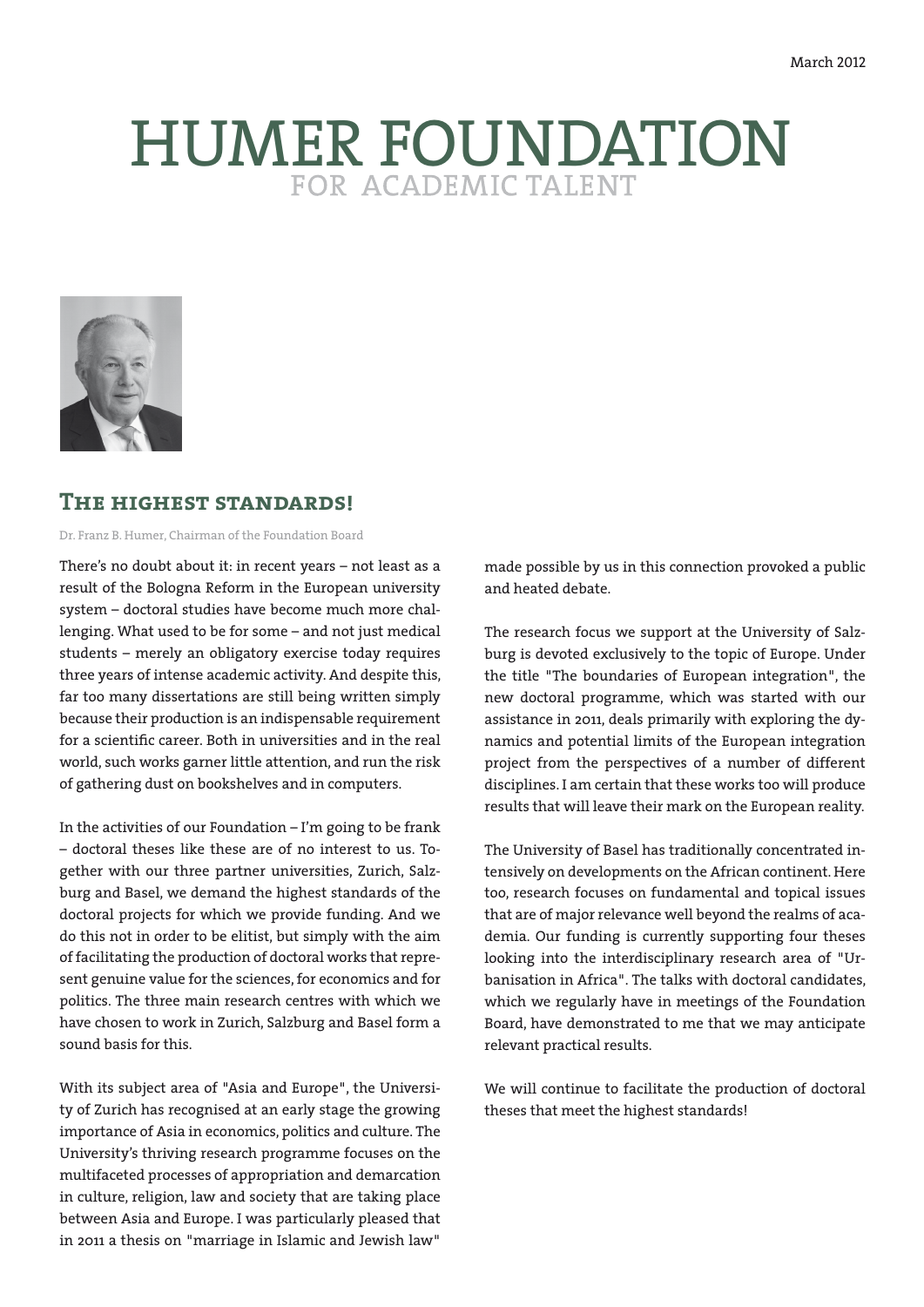March 2012

# HUMER FOUNDATION
FOR ACADEMIC TALENT

## The highest standards!

Dr. Franz B. Humer, Chairman of the Foundation Board

There's no doubt about it: in recent years – not least as a result of the Bologna Reform in the European university system – doctoral studies have become much more challenging. What used to be for some – and not just medical students – merely an obligatory exercise today requires three years of intense academic activity. And despite this, far too many dissertations are still being written simply because their production is an indispensable requirement for a scientific career. Both in universities and in the real world, such works garner little attention, and run the risk of gathering dust on bookshelves and in computers.

In the activities of our Foundation – I'm going to be frank – doctoral theses like these are of no interest to us. Together with our three partner universities, Zurich, Salzburg and Basel, we demand the highest standards of the doctoral projects for which we provide funding. And we do this not in order to be elitist, but simply with the aim of facilitating the production of doctoral works that represent genuine value for the sciences, for economics and for politics. The three main research centres with which we have chosen to work in Zurich, Salzburg and Basel form a sound basis for this.

With its subject area of "Asia and Europe", the University of Zurich has recognised at an early stage the growing importance of Asia in economics, politics and culture. The University's thriving research programme focuses on the multifaceted processes of appropriation and demarcation in culture, religion, law and society that are taking place between Asia and Europe. I was particularly pleased that in 2011 a thesis on "marriage in Islamic and Jewish law" made possible by us in this connection provoked a public and heated debate.

The research focus we support at the University of Salzburg is devoted exclusively to the topic of Europe. Under the title "The boundaries of European integration", the new doctoral programme, which was started with our assistance in 2011, deals primarily with exploring the dynamics and potential limits of the European integration project from the perspectives of a number of different disciplines. I am certain that these works too will produce results that will leave their mark on the European reality.

The University of Basel has traditionally concentrated intensively on developments on the African continent. Here too, research focuses on fundamental and topical issues that are of major relevance well beyond the realms of academia. Our funding is currently supporting four theses looking into the interdisciplinary research area of "Urbanisation in Africa". The talks with doctoral candidates, which we regularly have in meetings of the Foundation Board, have demonstrated to me that we may anticipate relevant practical results.

We will continue to facilitate the production of doctoral theses that meet the highest standards!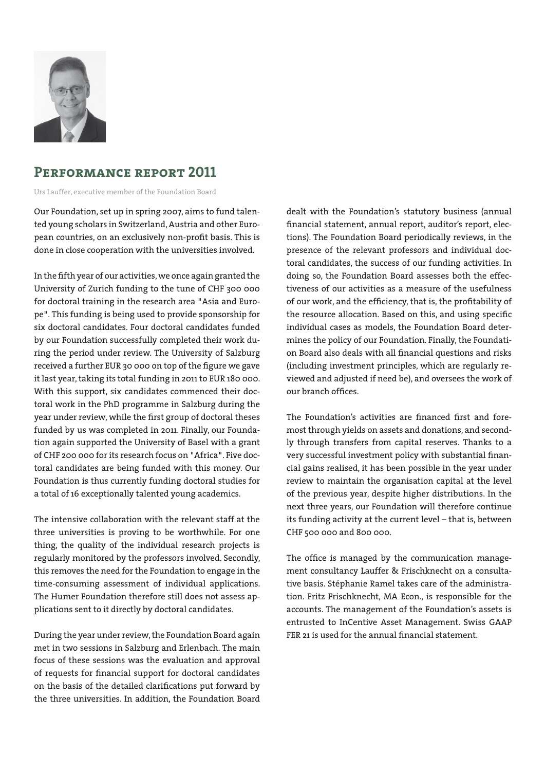## Performance report 2011

Urs Lauffer, executive member of the Foundation Board

Our Foundation, set up in spring 2007, aims to fund talented young scholars in Switzerland, Austria and other European countries, on an exclusively non-profit basis. This is done in close cooperation with the universities involved.

In the fifth year of our activities, we once again granted the University of Zurich funding to the tune of CHF 300 000 for doctoral training in the research area "Asia and Europe". This funding is being used to provide sponsorship for six doctoral candidates. Four doctoral candidates funded by our Foundation successfully completed their work during the period under review. The University of Salzburg received a further EUR 30 000 on top of the figure we gave it last year, taking its total funding in 2011 to EUR 180 000. With this support, six candidates commenced their doctoral work in the PhD programme in Salzburg during the year under review, while the first group of doctoral theses funded by us was completed in 2011. Finally, our Foundation again supported the University of Basel with a grant of CHF 200 000 for its research focus on "Africa". Five doctoral candidates are being funded with this money. Our Foundation is thus currently funding doctoral studies for a total of 16 exceptionally talented young academics.

The intensive collaboration with the relevant staff at the three universities is proving to be worthwhile. For one thing, the quality of the individual research projects is regularly monitored by the professors involved. Secondly, this removes the need for the Foundation to engage in the time-consuming assessment of individual applications. The Humer Foundation therefore still does not assess applications sent to it directly by doctoral candidates.

During the year under review, the Foundation Board again met in two sessions in Salzburg and Erlenbach. The main focus of these sessions was the evaluation and approval of requests for financial support for doctoral candidates on the basis of the detailed clarifications put forward by the three universities. In addition, the Foundation Board dealt with the Foundation's statutory business (annual financial statement, annual report, auditor's report, elections). The Foundation Board periodically reviews, in the presence of the relevant professors and individual doctoral candidates, the success of our funding activities. In doing so, the Foundation Board assesses both the effectiveness of our activities as a measure of the usefulness of our work, and the efficiency, that is, the profitability of the resource allocation. Based on this, and using specific individual cases as models, the Foundation Board determines the policy of our Foundation. Finally, the Foundation Board also deals with all financial questions and risks (including investment principles, which are regularly reviewed and adjusted if need be), and oversees the work of our branch offices.

The Foundation's activities are financed first and foremost through yields on assets and donations, and secondly through transfers from capital reserves. Thanks to a very successful investment policy with substantial financial gains realised, it has been possible in the year under review to maintain the organisation capital at the level of the previous year, despite higher distributions. In the next three years, our Foundation will therefore continue its funding activity at the current level – that is, between CHF 500 000 and 800 000.

The office is managed by the communication management consultancy Lauffer & Frischknecht on a consultative basis. Stéphanie Ramel takes care of the administration. Fritz Frischknecht, MA Econ., is responsible for the accounts. The management of the Foundation's assets is entrusted to InCentive Asset Management. Swiss GAAP FER 21 is used for the annual financial statement.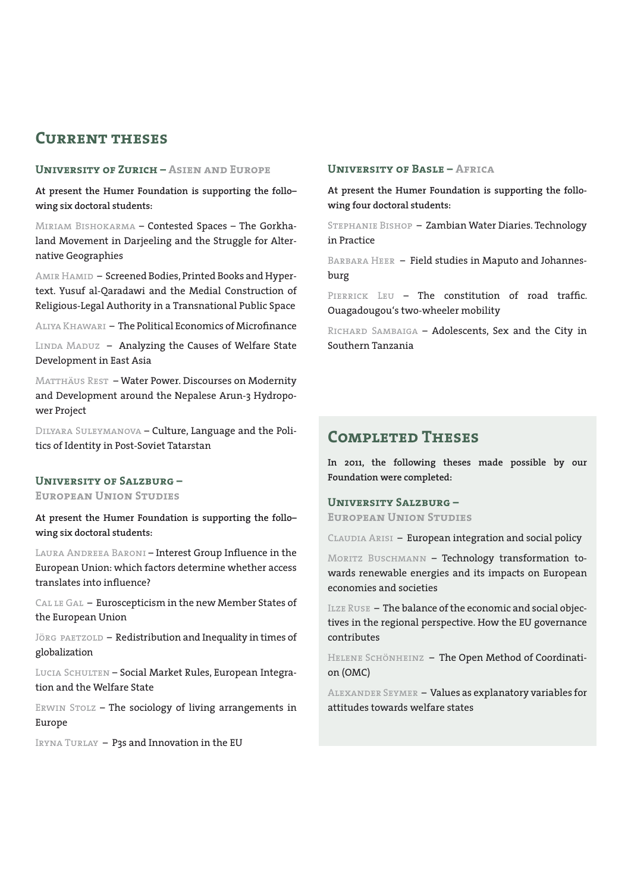# Current theses

## University of Zurich – Asien and Europe

**At present the Humer Foundation is supporting the following six doctoral students:**

Miriam Bishokarma – Contested Spaces – The Gorkhaland Movement in Darjeeling and the Struggle for Alternative Geographies

Amir Hamid – Screened Bodies, Printed Books and Hypertext. Yusuf al-Qaradawi and the Medial Construction of Religious-Legal Authority in a Transnational Public Space

Aliya Khawari – The Political Economics of Microfinance

Linda Maduz – Analyzing the Causes of Welfare State Development in East Asia

Matthäus Rest – Water Power. Discourses on Modernity and Development around the Nepalese Arun-3 Hydropower Project

Dilyara Suleymanova – Culture, Language and the Politics of Identity in Post-Soviet Tatarstan

## University of Salzburg – European Union Studies

**At present the Humer Foundation is supporting the following six doctoral students:**

Laura Andreea Baroni – Interest Group Influence in the European Union: which factors determine whether access translates into influence?

Cal le Gal – Euroscepticism in the new Member States of the European Union

Jörg paetzold – Redistribution and Inequality in times of globalization

Lucia Schulten – Social Market Rules, European Integration and the Welfare State

Erwin Stolz – The sociology of living arrangements in Europe

Iryna Turlay – P3s and Innovation in the EU

## University of Basle – Africa

**At present the Humer Foundation is supporting the following four doctoral students:**

Stephanie Bishop – Zambian Water Diaries. Technology in Practice

Barbara Heer – Field studies in Maputo and Johannesburg

Pierrick Leu – The constitution of road traffic. Ouagadougou's two-wheeler mobility

Richard Sambaiga – Adolescents, Sex and the City in Southern Tanzania

# Completed Theses

**In 2011, the following theses made possible by our Foundation were completed:**

## University Salzburg – European Union Studies

Claudia Arisi – European integration and social policy

Moritz Buschmann – Technology transformation towards renewable energies and its impacts on European economies and societies

Ilze Ruse – The balance of the economic and social objectives in the regional perspective. How the EU governance contributes

Helene Schönheinz – The Open Method of Coordination (OMC)

Alexander Seymer – Values as explanatory variables for attitudes towards welfare states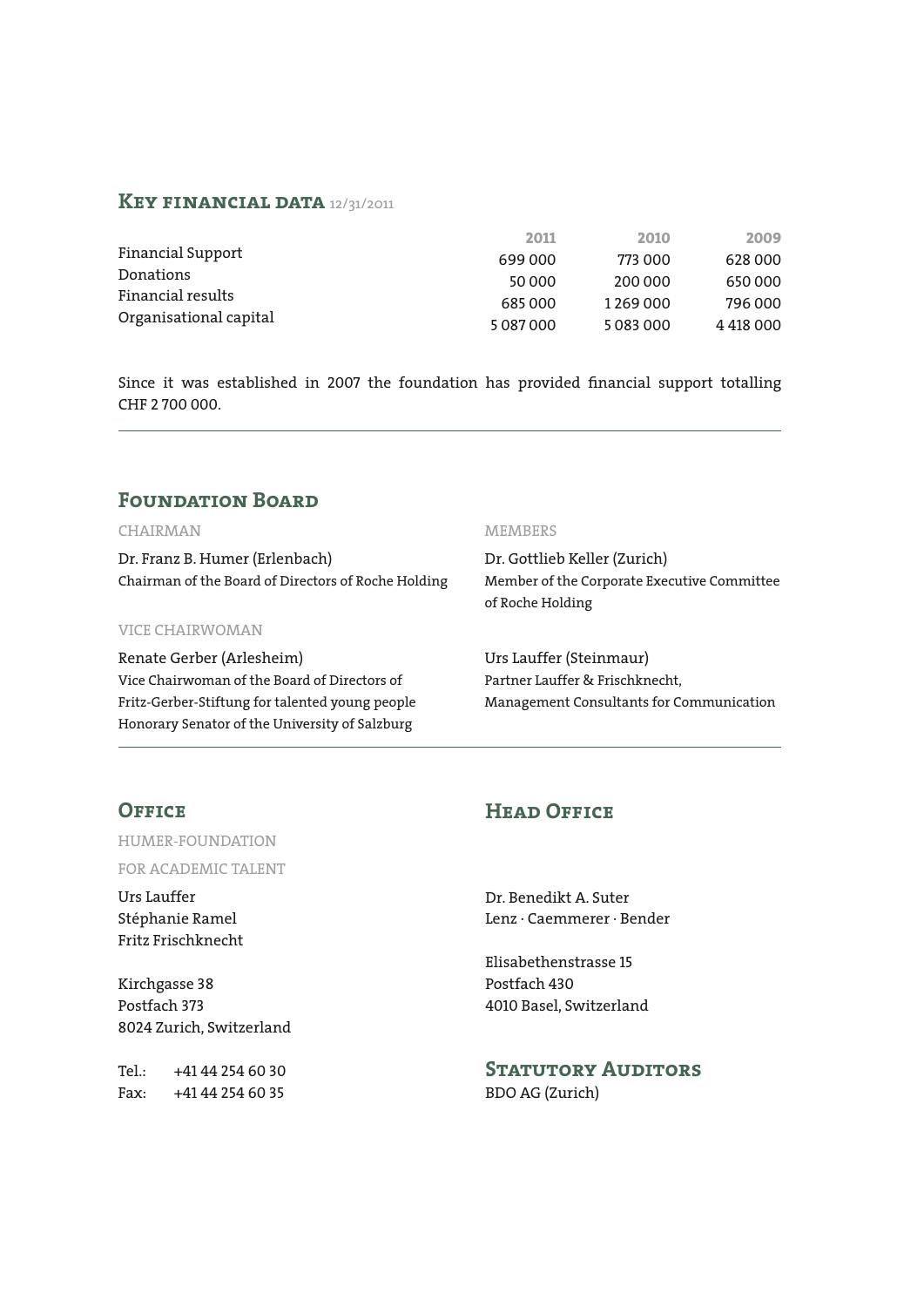## Key financial data 12/31/2011

| | 2011 | 2010 | 2009 |
|---|---|---|---|
| Financial Support | 699 000 | 773 000 | 628 000 |
| Donations | 50 000 | 200 000 | 650 000 |
| Financial results | 685 000 | 1 269 000 | 796 000 |
| Organisational capital | 5 087 000 | 5 083 000 | 4 418 000 |

Since it was established in 2007 the foundation has provided financial support totalling CHF 2 700 000.

---

## Foundation Board

CHAIRMAN

Dr. Franz B. Humer (Erlenbach)
Chairman of the Board of Directors of Roche Holding

VICE CHAIRWOMAN

Renate Gerber (Arlesheim)
Vice Chairwoman of the Board of Directors of
Fritz-Gerber-Stiftung for talented young people
Honorary Senator of the University of Salzburg

MEMBERS

Dr. Gottlieb Keller (Zurich)
Member of the Corporate Executive Committee of Roche Holding

Urs Lauffer (Steinmaur)
Partner Lauffer & Frischknecht,
Management Consultants for Communication

---

## Office

HUMER-FOUNDATION

FOR ACADEMIC TALENT

Urs Lauffer
Stéphanie Ramel
Fritz Frischknecht

Kirchgasse 38
Postfach 373
8024 Zurich, Switzerland

Tel.: +41 44 254 60 30
Fax: +41 44 254 60 35

## Head Office

Dr. Benedikt A. Suter
Lenz · Caemmerer · Bender

Elisabethenstrasse 15
Postfach 430
4010 Basel, Switzerland

## Statutory Auditors

BDO AG (Zurich)